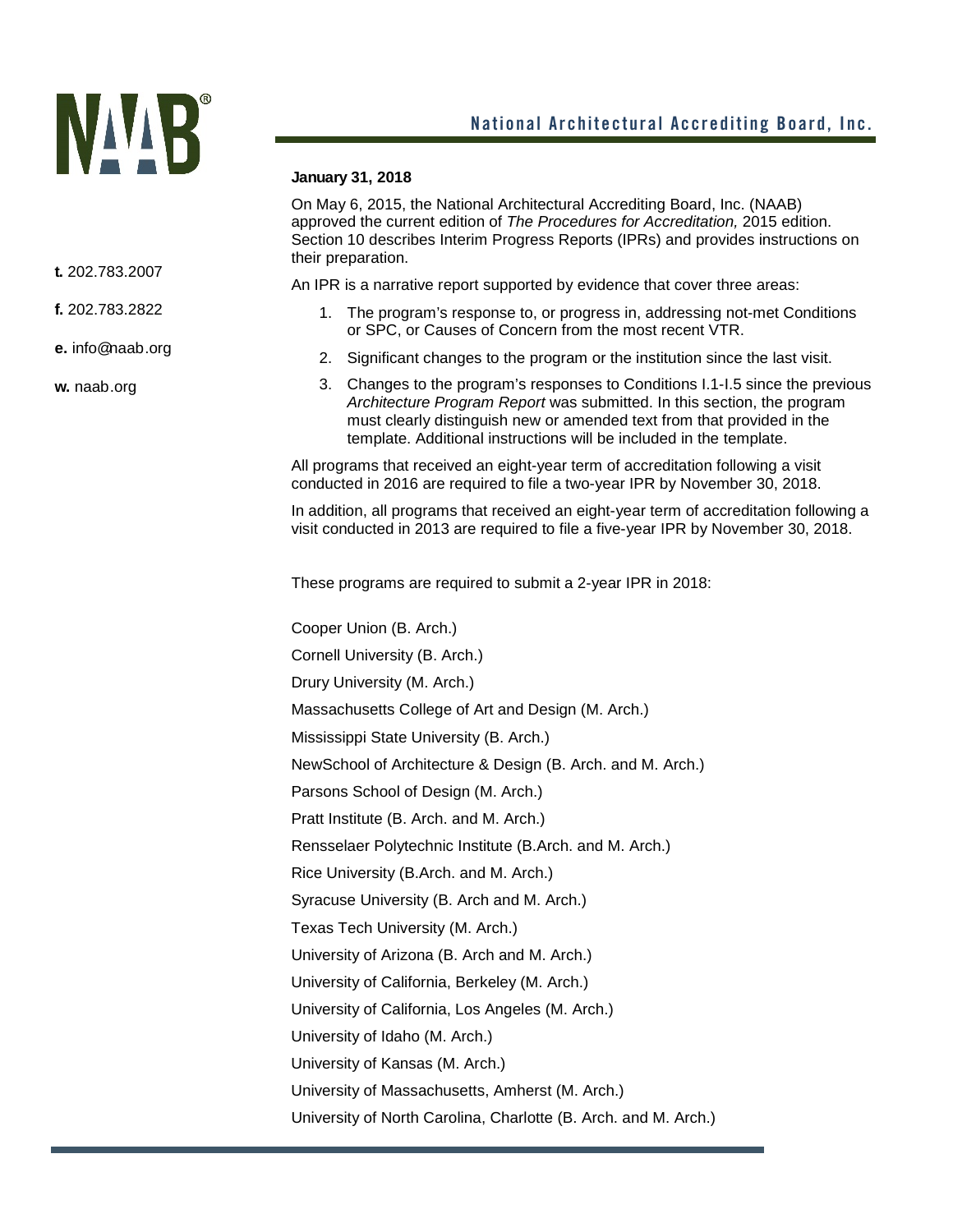**National Architectural Accrediting Board, Inc.**

**t.** 202.783.2007

**f.** 202.783.2822

**e.** info@naab.org

**w.** naab.org

**January 31, 2018**

On May 6, 2015, the National Architectural Accrediting Board, Inc. (NAAB) approved the current edition of *The Procedures for Accreditation,* 2015 edition. Section 10 describes Interim Progress Reports (IPRs) and provides instructions on their preparation.

An IPR is a narrative report supported by evidence that cover three areas:

1. The program's response to, or progress in, addressing not-met Conditions or SPC, or Causes of Concern from the most recent VTR.
2. Significant changes to the program or the institution since the last visit.
3. Changes to the program's responses to Conditions I.1-I.5 since the previous *Architecture Program Report* was submitted. In this section, the program must clearly distinguish new or amended text from that provided in the template. Additional instructions will be included in the template.

All programs that received an eight-year term of accreditation following a visit conducted in 2016 are required to file a two-year IPR by November 30, 2018.

In addition, all programs that received an eight-year term of accreditation following a visit conducted in 2013 are required to file a five-year IPR by November 30, 2018.

These programs are required to submit a 2-year IPR in 2018:

Cooper Union (B. Arch.)

Cornell University (B. Arch.)

Drury University (M. Arch.)

Massachusetts College of Art and Design (M. Arch.)

Mississippi State University (B. Arch.)

NewSchool of Architecture & Design (B. Arch. and M. Arch.)

Parsons School of Design (M. Arch.)

Pratt Institute (B. Arch. and M. Arch.)

Rensselaer Polytechnic Institute (B.Arch. and M. Arch.)

Rice University (B.Arch. and M. Arch.)

Syracuse University (B. Arch and M. Arch.)

Texas Tech University (M. Arch.)

University of Arizona (B. Arch and M. Arch.)

University of California, Berkeley (M. Arch.)

University of California, Los Angeles (M. Arch.)

University of Idaho (M. Arch.)

University of Kansas (M. Arch.)

University of Massachusetts, Amherst (M. Arch.)

University of North Carolina, Charlotte (B. Arch. and M. Arch.)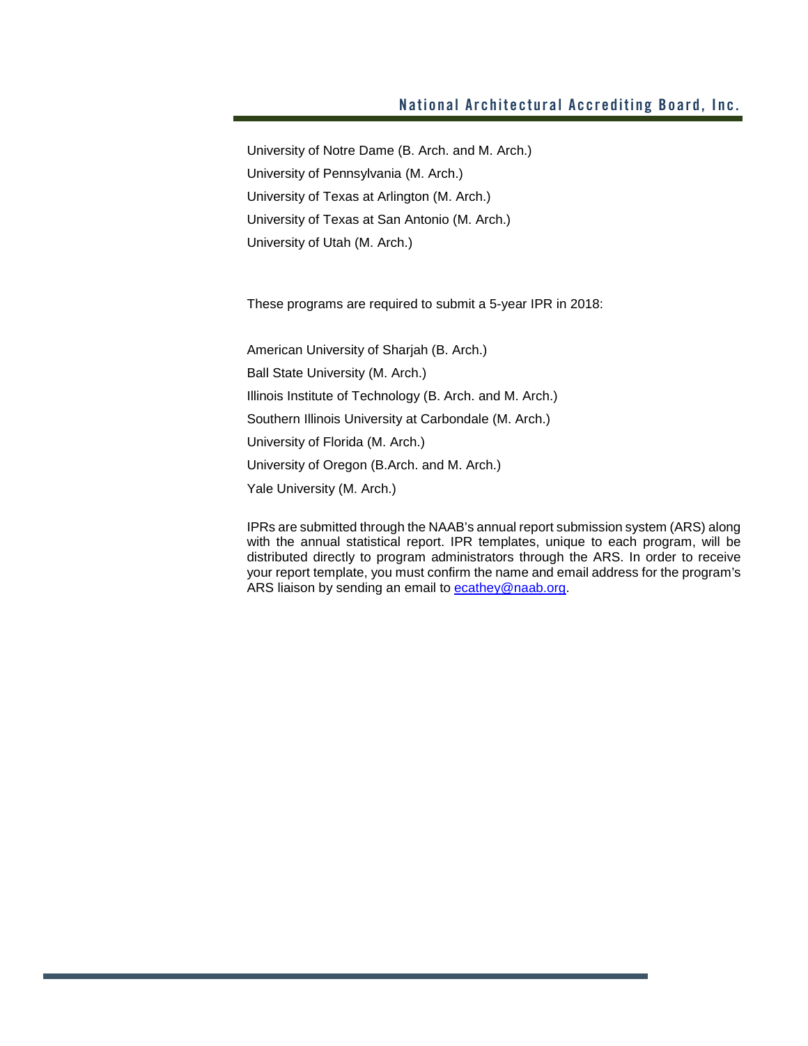University of Notre Dame (B. Arch. and M. Arch.)

University of Pennsylvania (M. Arch.)

University of Texas at Arlington (M. Arch.)

University of Texas at San Antonio (M. Arch.)

University of Utah (M. Arch.)

These programs are required to submit a 5-year IPR in 2018:

American University of Sharjah (B. Arch.)

Ball State University (M. Arch.)

Illinois Institute of Technology (B. Arch. and M. Arch.)

Southern Illinois University at Carbondale (M. Arch.)

University of Florida (M. Arch.)

University of Oregon (B.Arch. and M. Arch.)

Yale University (M. Arch.)

IPRs are submitted through the NAAB's annual report submission system (ARS) along with the annual statistical report. IPR templates, unique to each program, will be distributed directly to program administrators through the ARS. In order to receive your report template, you must confirm the name and email address for the program's ARS liaison by sending an email to ecathey@naab.org.